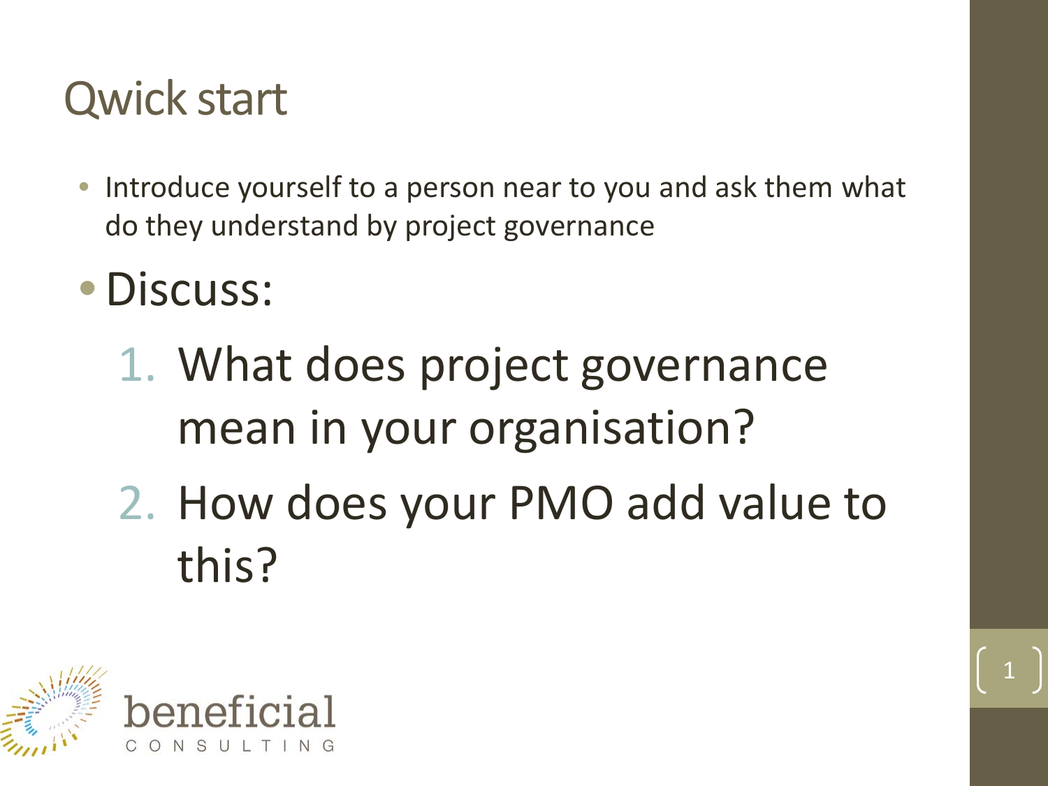# Qwick start

- Introduce yourself to a person near to you and ask them what do they understand by project governance
- Discuss:
  1. What does project governance mean in your organisation?
  2. How does your PMO add value to this?

beneficial CONSULTING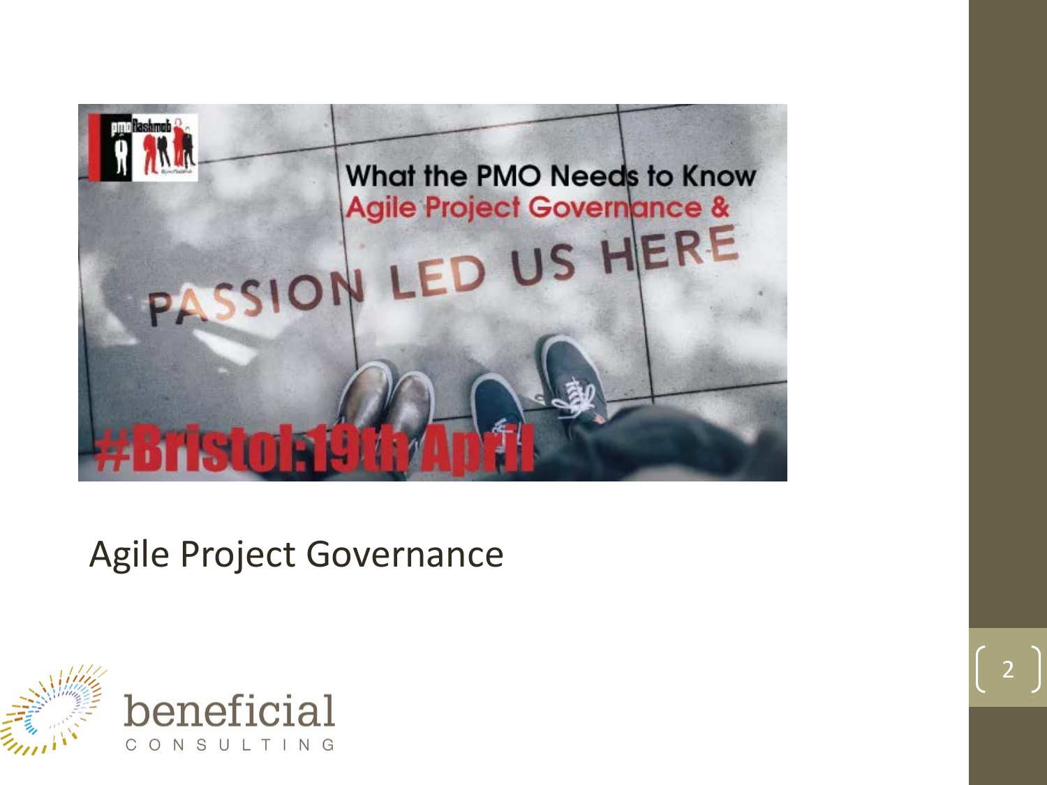What the PMO Needs to Know
Agile Project Governance &
PASSION LED US HERE
#Bristol:19th April

Agile Project Governance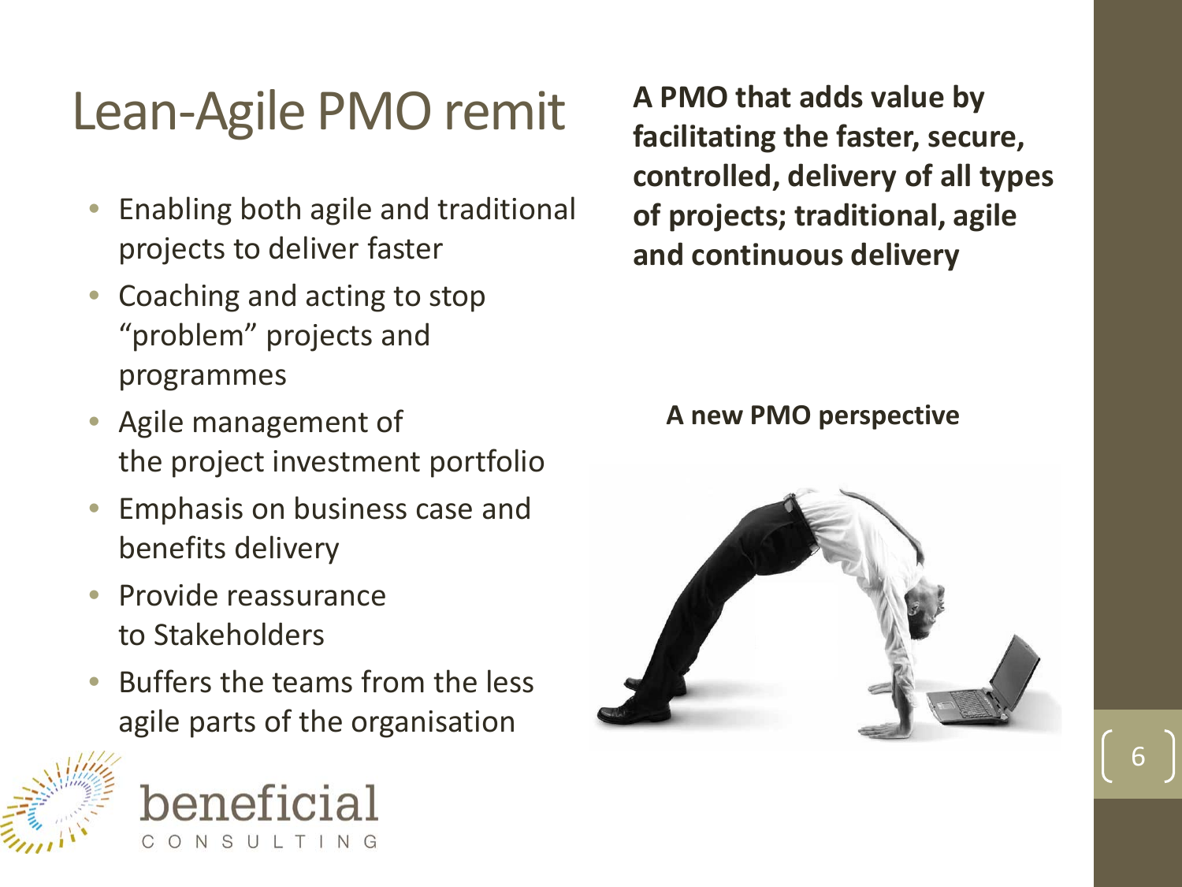# Lean-Agile PMO remit

- Enabling both agile and traditional projects to deliver faster
- Coaching and acting to stop "problem" projects and programmes
- Agile management of the project investment portfolio
- Emphasis on business case and benefits delivery
- Provide reassurance to Stakeholders
- Buffers the teams from the less agile parts of the organisation

**A PMO that adds value by facilitating the faster, secure, controlled, delivery of all types of projects; traditional, agile and continuous delivery**

**A new PMO perspective**

beneficial

CONSULTING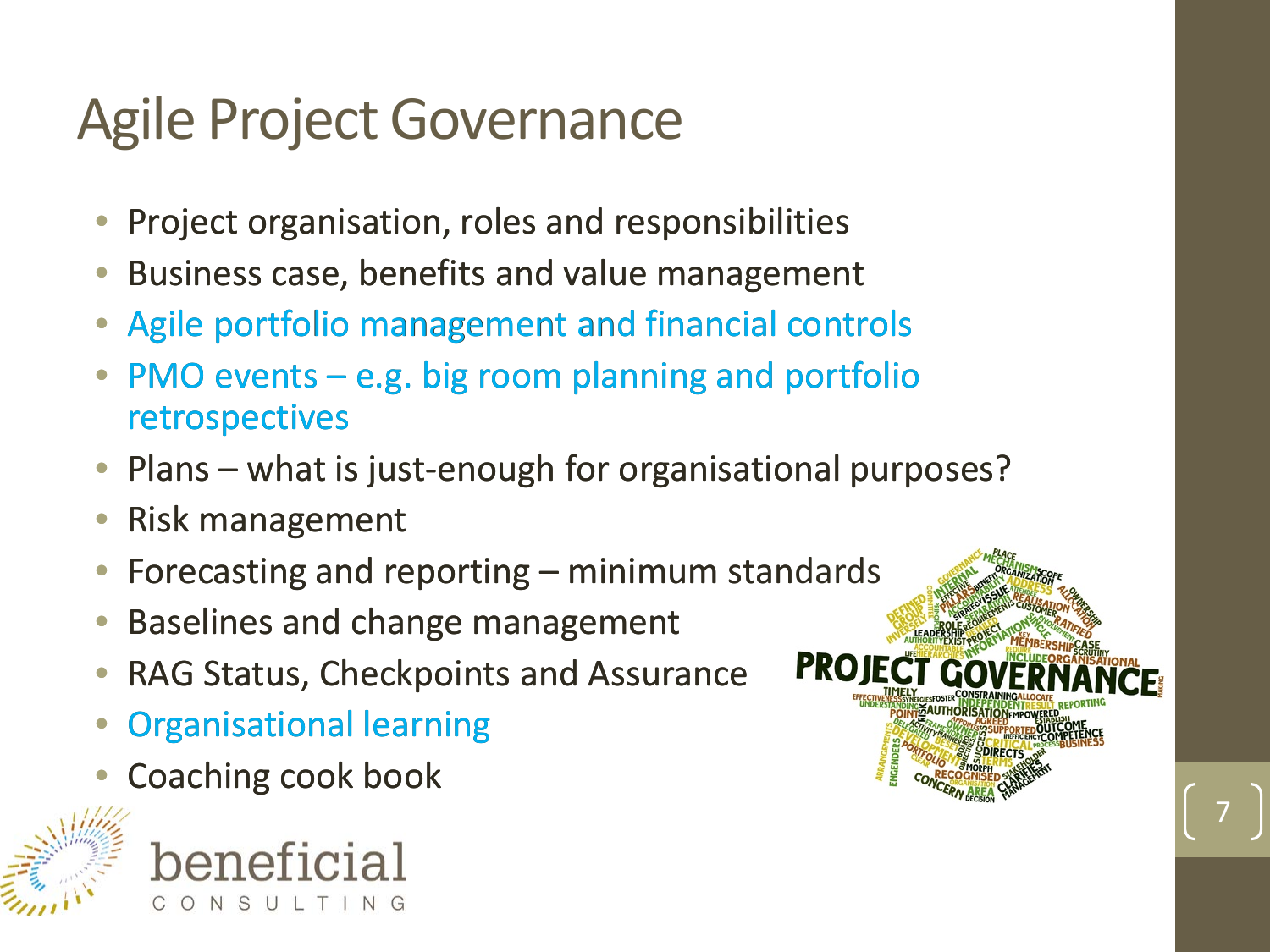# Agile Project Governance

- Project organisation, roles and responsibilities
- Business case, benefits and value management
- Agile portfolio management and financial controls
- PMO events – e.g. big room planning and portfolio retrospectives
- Plans – what is just-enough for organisational purposes?
- Risk management
- Forecasting and reporting – minimum standards
- Baselines and change management
- RAG Status, Checkpoints and Assurance
- Organisational learning
- Coaching cook book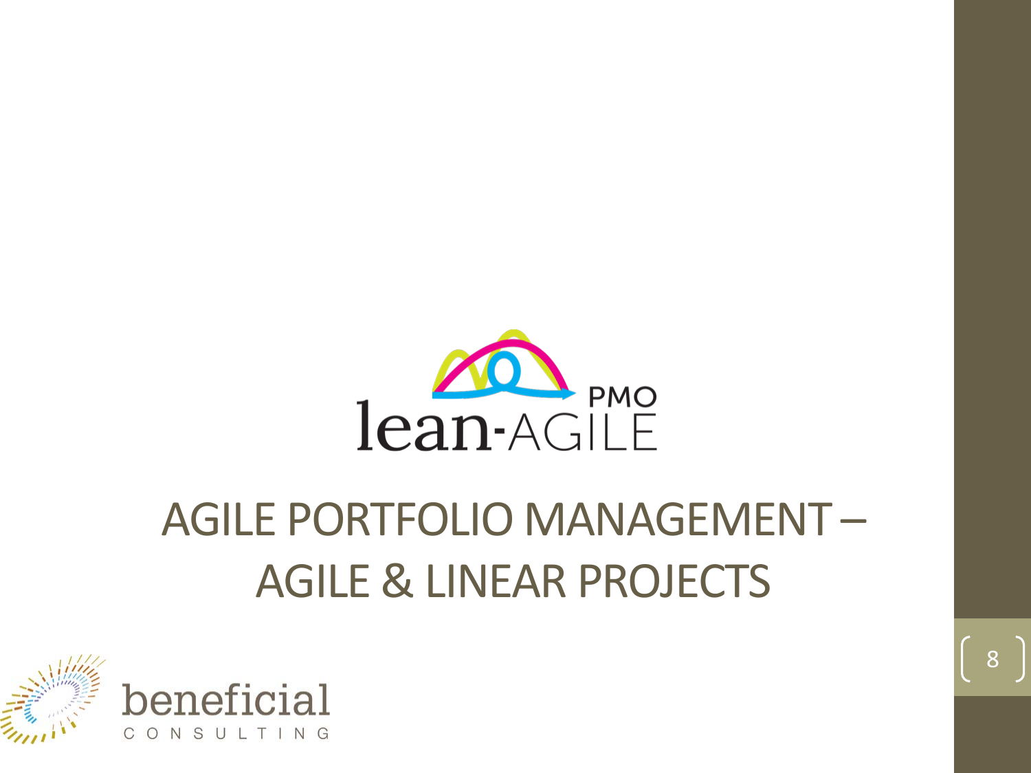# AGILE PORTFOLIO MANAGEMENT – AGILE & LINEAR PROJECTS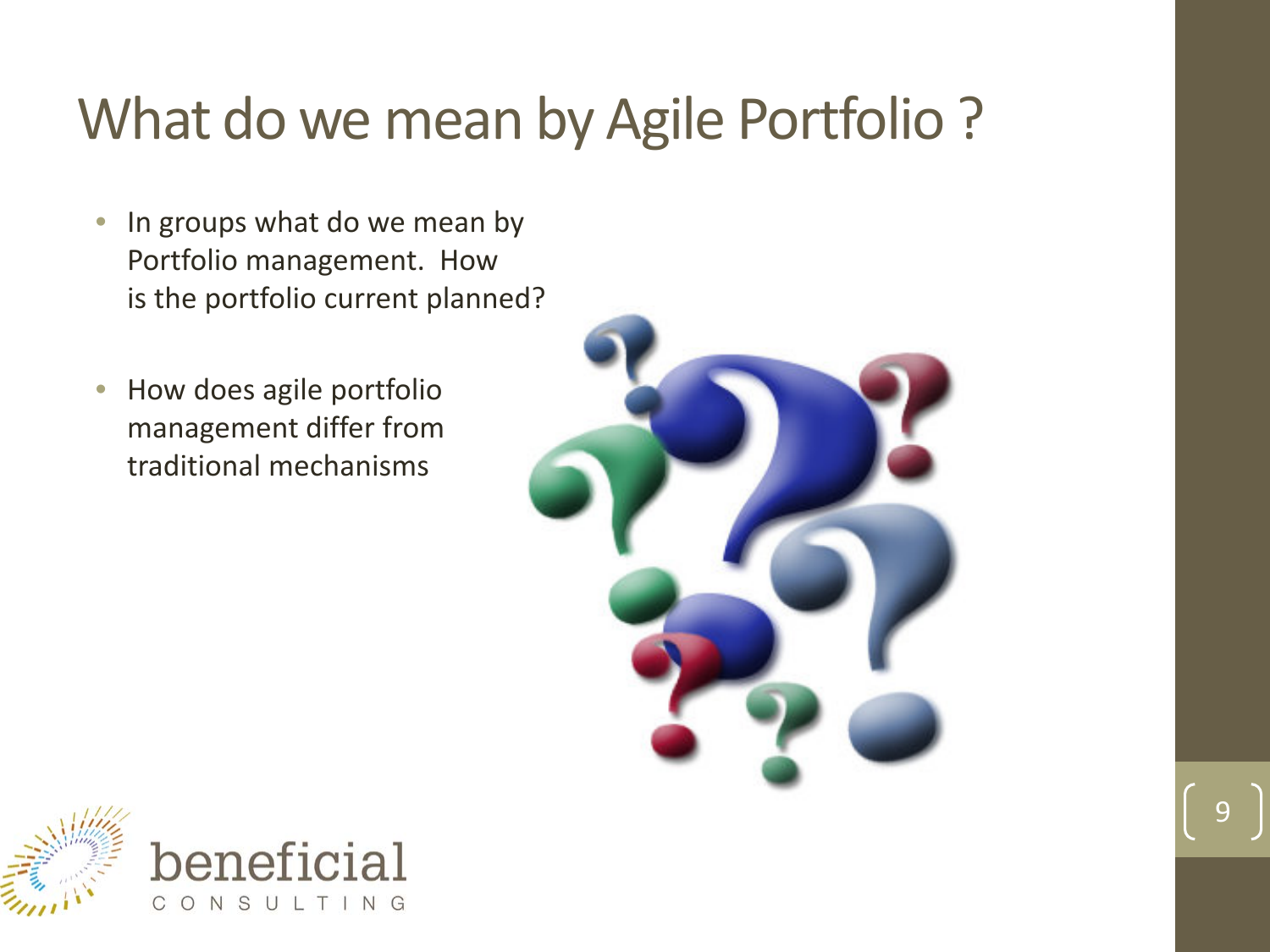# What do we mean by Agile Portfolio ?

- In groups what do we mean by Portfolio management. How is the portfolio current planned?
- How does agile portfolio management differ from traditional mechanisms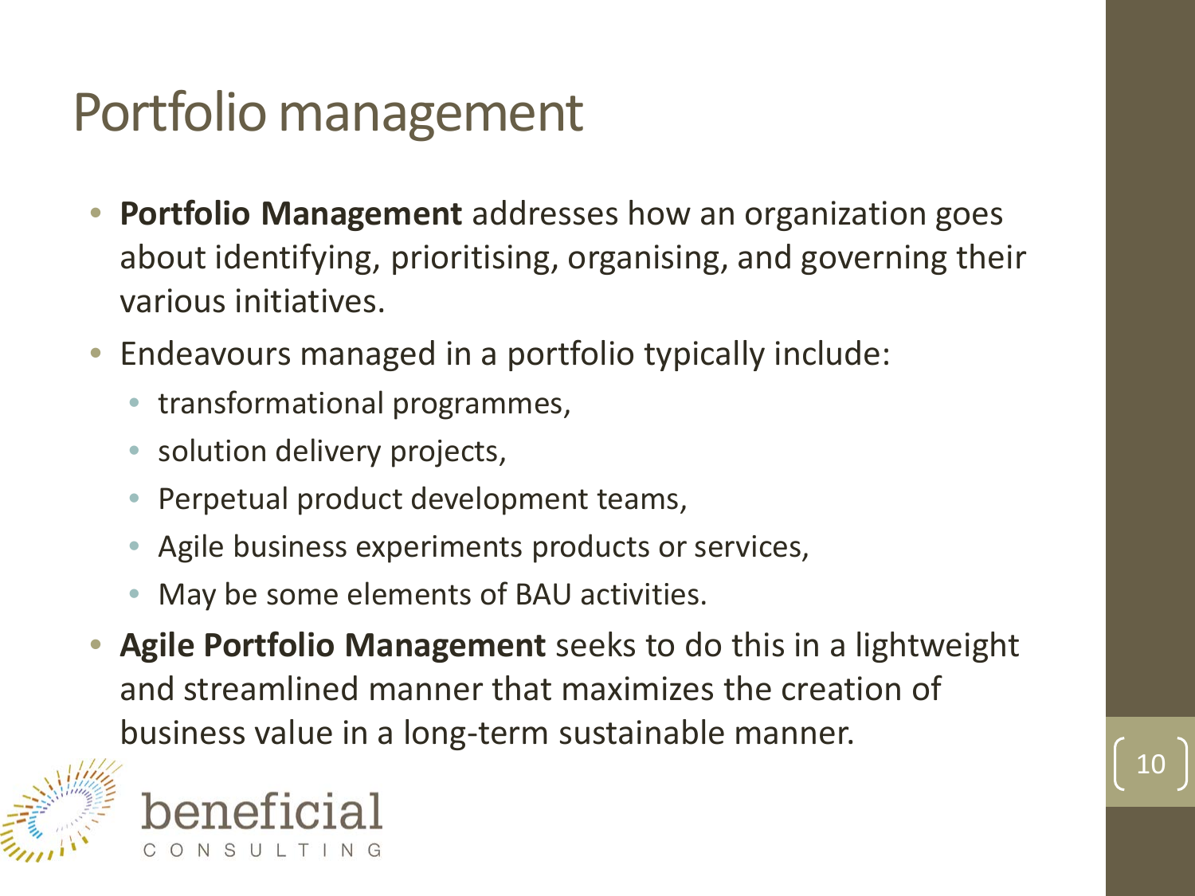# Portfolio management

- **Portfolio Management** addresses how an organization goes about identifying, prioritising, organising, and governing their various initiatives.
- Endeavours managed in a portfolio typically include:
  - transformational programmes,
  - solution delivery projects,
  - Perpetual product development teams,
  - Agile business experiments products or services,
  - May be some elements of BAU activities.
- **Agile Portfolio Management** seeks to do this in a lightweight and streamlined manner that maximizes the creation of business value in a long-term sustainable manner.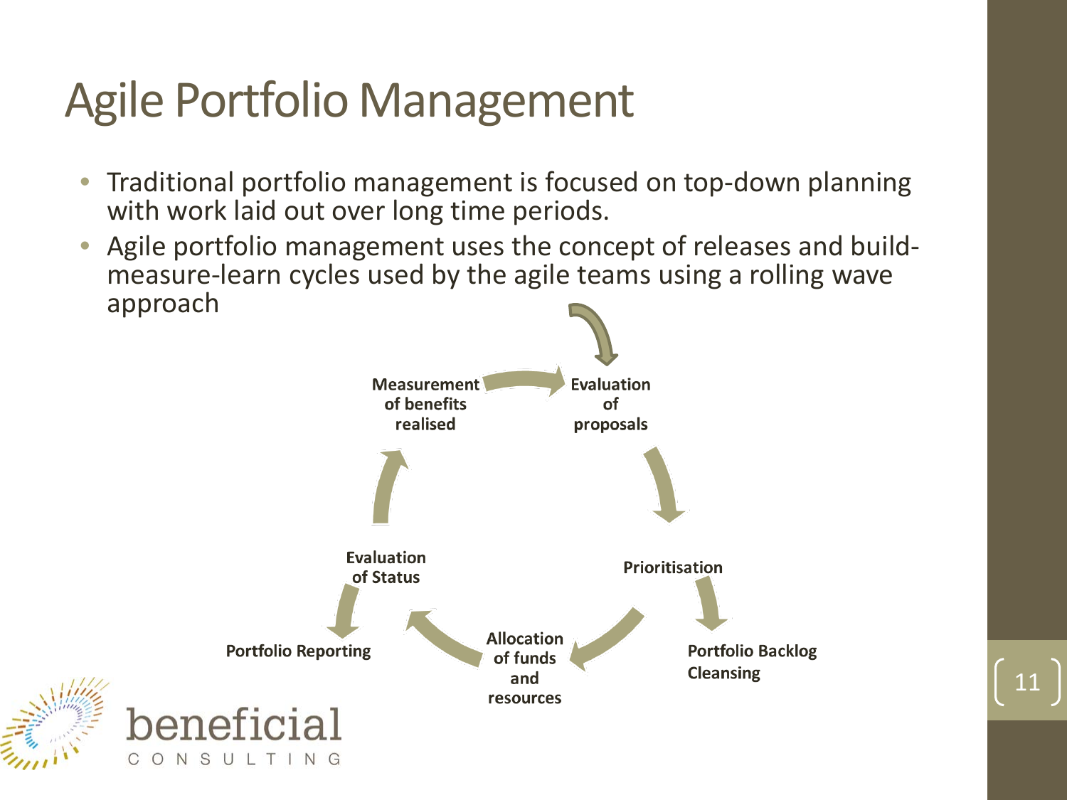# Agile Portfolio Management

- Traditional portfolio management is focused on top-down planning with work laid out over long time periods.
- Agile portfolio management uses the concept of releases and build-measure-learn cycles used by the agile teams using a rolling wave approach

Evaluation of proposals

Prioritisation

Portfolio Backlog Cleansing

Allocation of funds and resources

Evaluation of Status

Portfolio Reporting

Measurement of benefits realised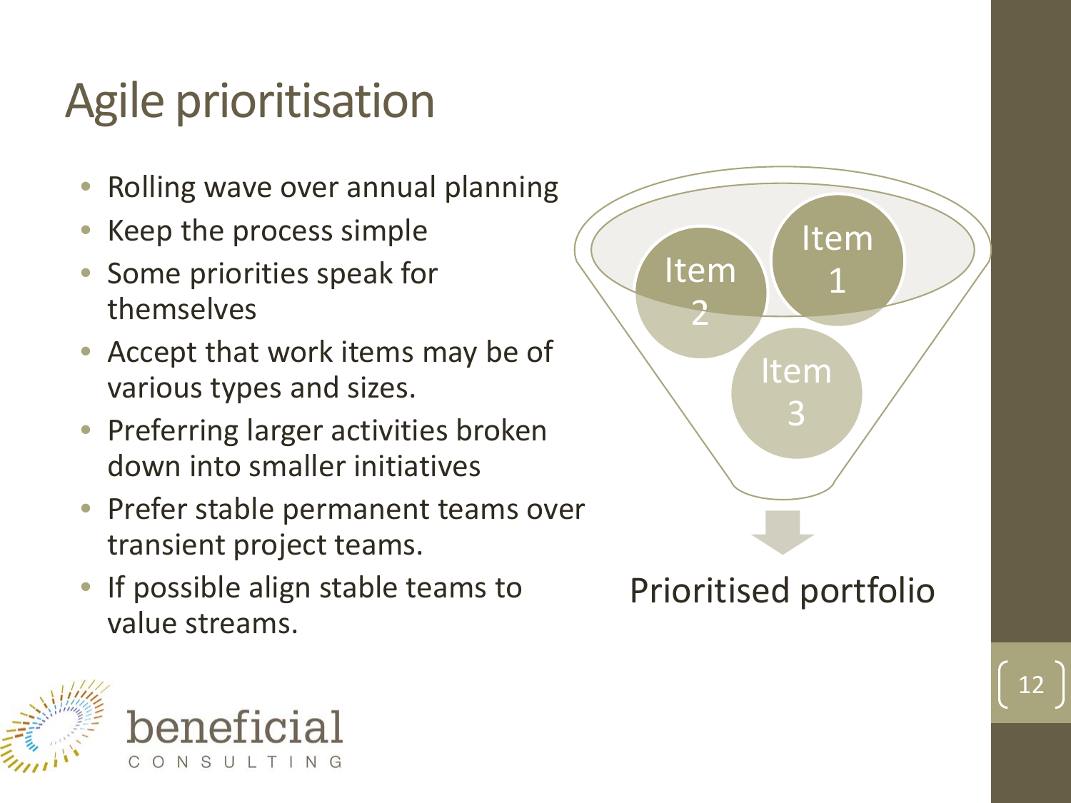# Agile prioritisation

- Rolling wave over annual planning
- Keep the process simple
- Some priorities speak for themselves
- Accept that work items may be of various types and sizes.
- Preferring larger activities broken down into smaller initiatives
- Prefer stable permanent teams over transient project teams.
- If possible align stable teams to value streams.

Item 1

Item 2

Item 3

Prioritised portfolio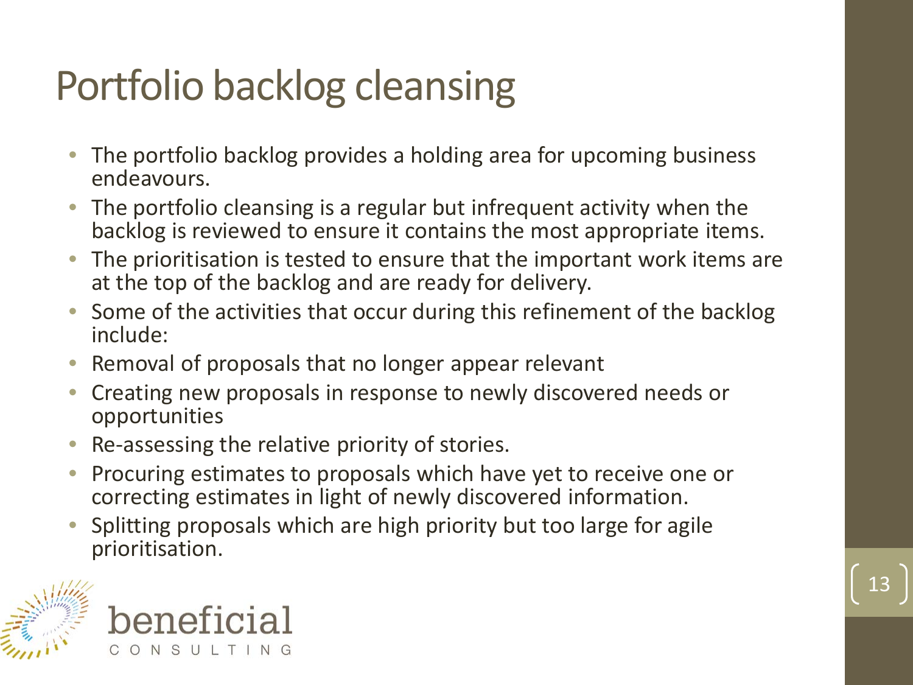# Portfolio backlog cleansing

- The portfolio backlog provides a holding area for upcoming business endeavours.
- The portfolio cleansing is a regular but infrequent activity when the backlog is reviewed to ensure it contains the most appropriate items.
- The prioritisation is tested to ensure that the important work items are at the top of the backlog and are ready for delivery.
- Some of the activities that occur during this refinement of the backlog include:
- Removal of proposals that no longer appear relevant
- Creating new proposals in response to newly discovered needs or opportunities
- Re-assessing the relative priority of stories.
- Procuring estimates to proposals which have yet to receive one or correcting estimates in light of newly discovered information.
- Splitting proposals which are high priority but too large for agile prioritisation.

beneficial CONSULTING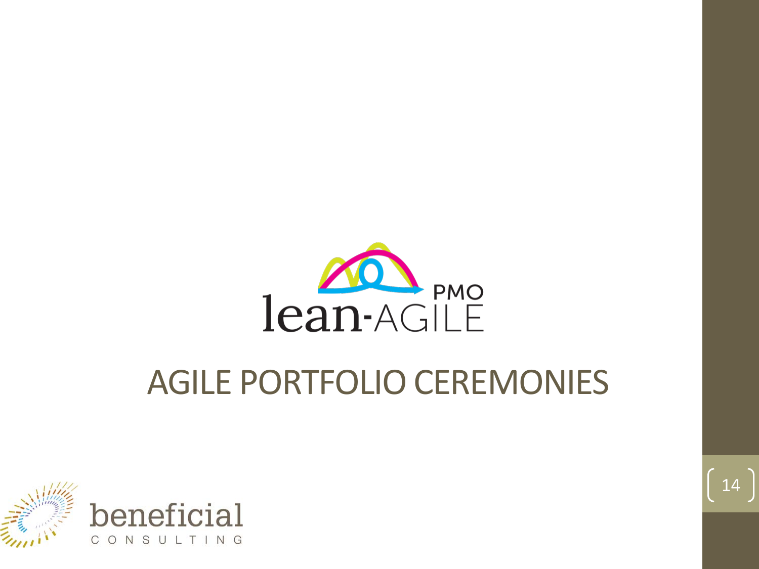# AGILE PORTFOLIO CEREMONIES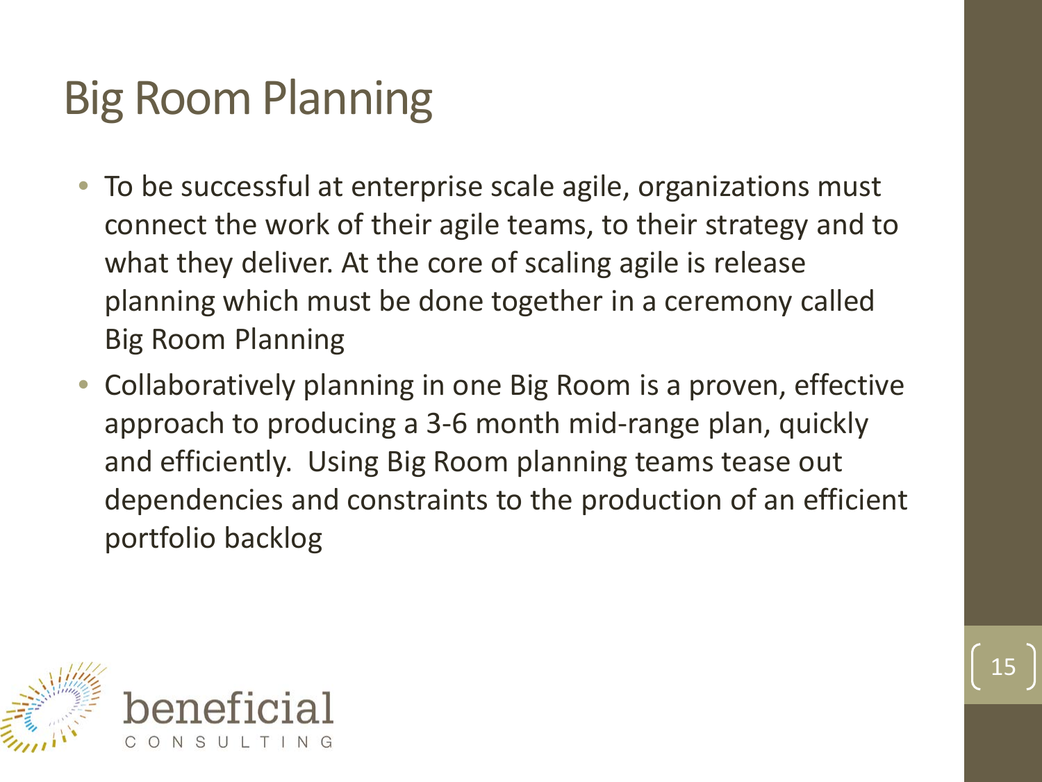# Big Room Planning

- To be successful at enterprise scale agile, organizations must connect the work of their agile teams, to their strategy and to what they deliver. At the core of scaling agile is release planning which must be done together in a ceremony called Big Room Planning
- Collaboratively planning in one Big Room is a proven, effective approach to producing a 3-6 month mid-range plan, quickly and efficiently. Using Big Room planning teams tease out dependencies and constraints to the production of an efficient portfolio backlog

beneficial CONSULTING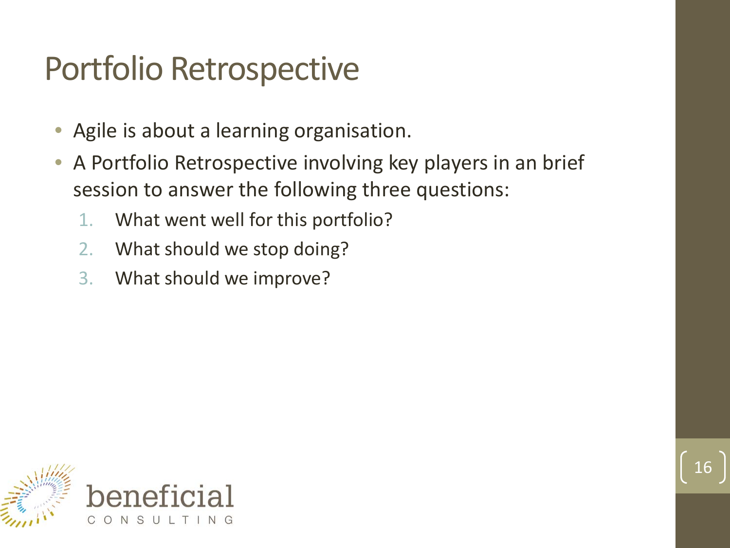# Portfolio Retrospective

- Agile is about a learning organisation.
- A Portfolio Retrospective involving key players in an brief session to answer the following three questions:
  1. What went well for this portfolio?
  2. What should we stop doing?
  3. What should we improve?

beneficial
CONSULTING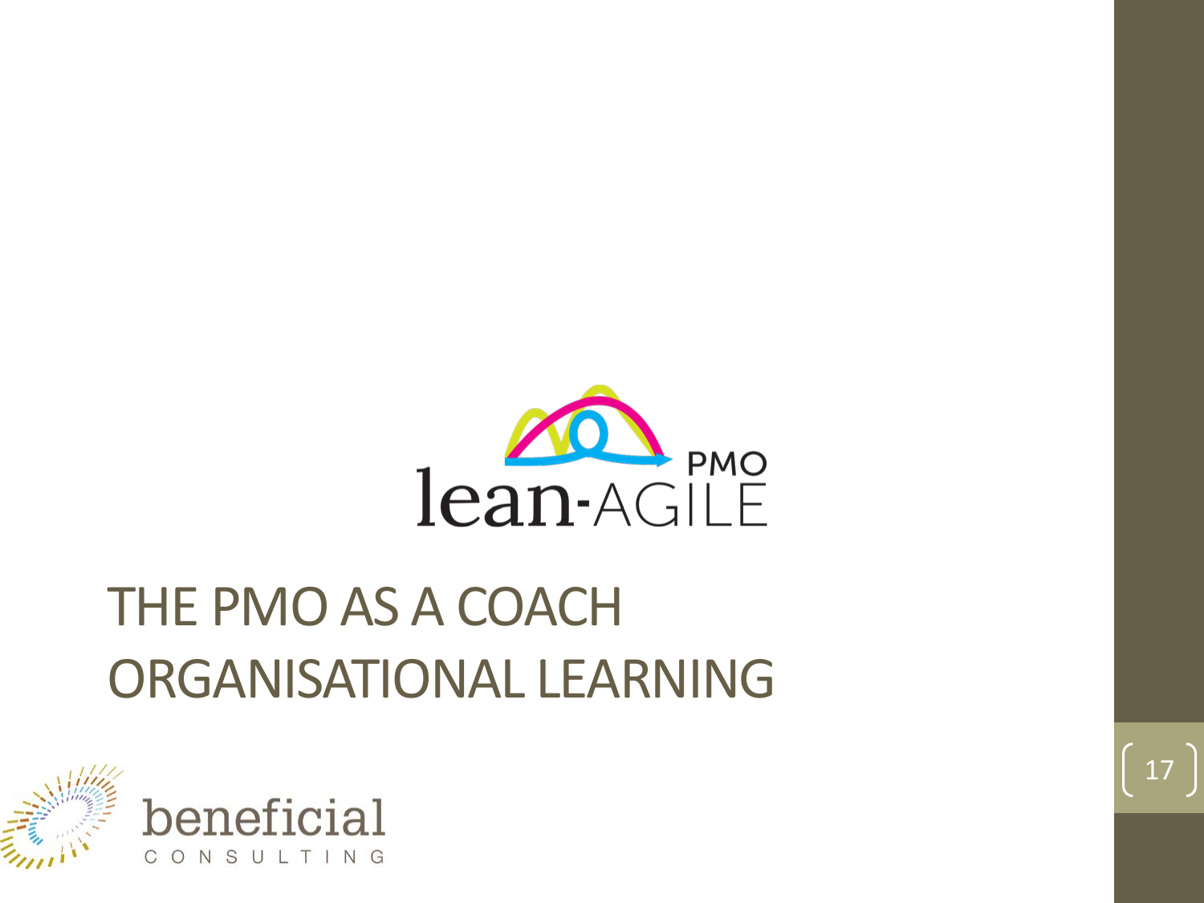# THE PMO AS A COACH ORGANISATIONAL LEARNING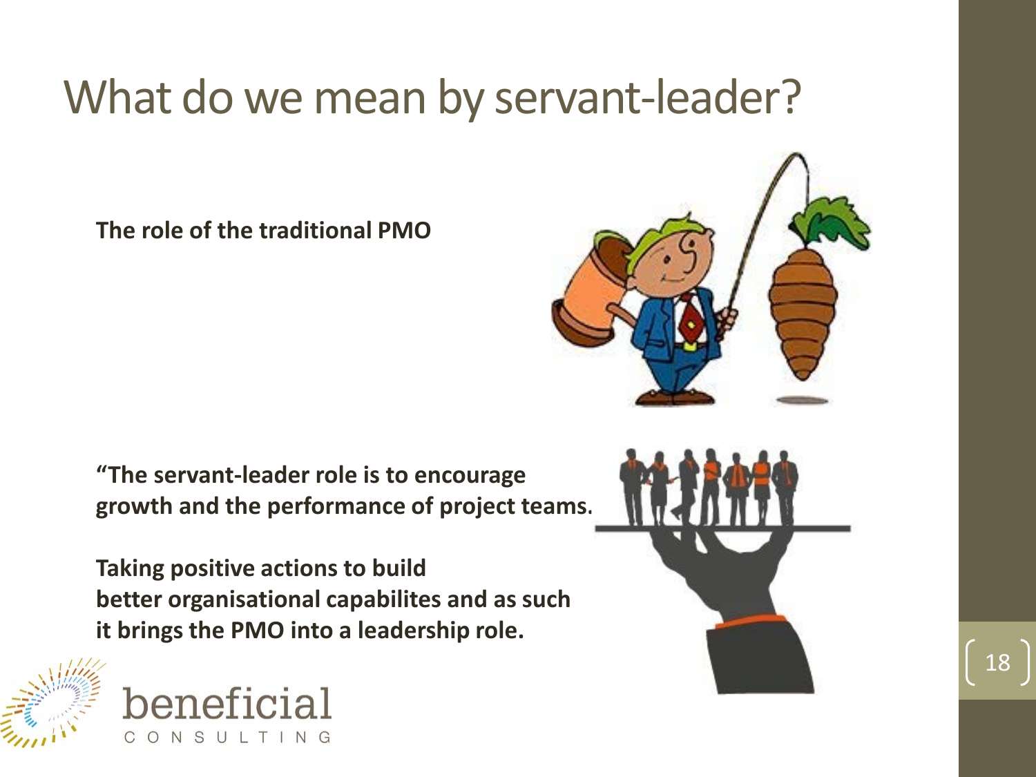# What do we mean by servant-leader?

**The role of the traditional PMO**

**“The servant-leader role is to encourage growth and the performance of project teams.**

**Taking positive actions to build better organisational capabilites and as such it brings the PMO into a leadership role.**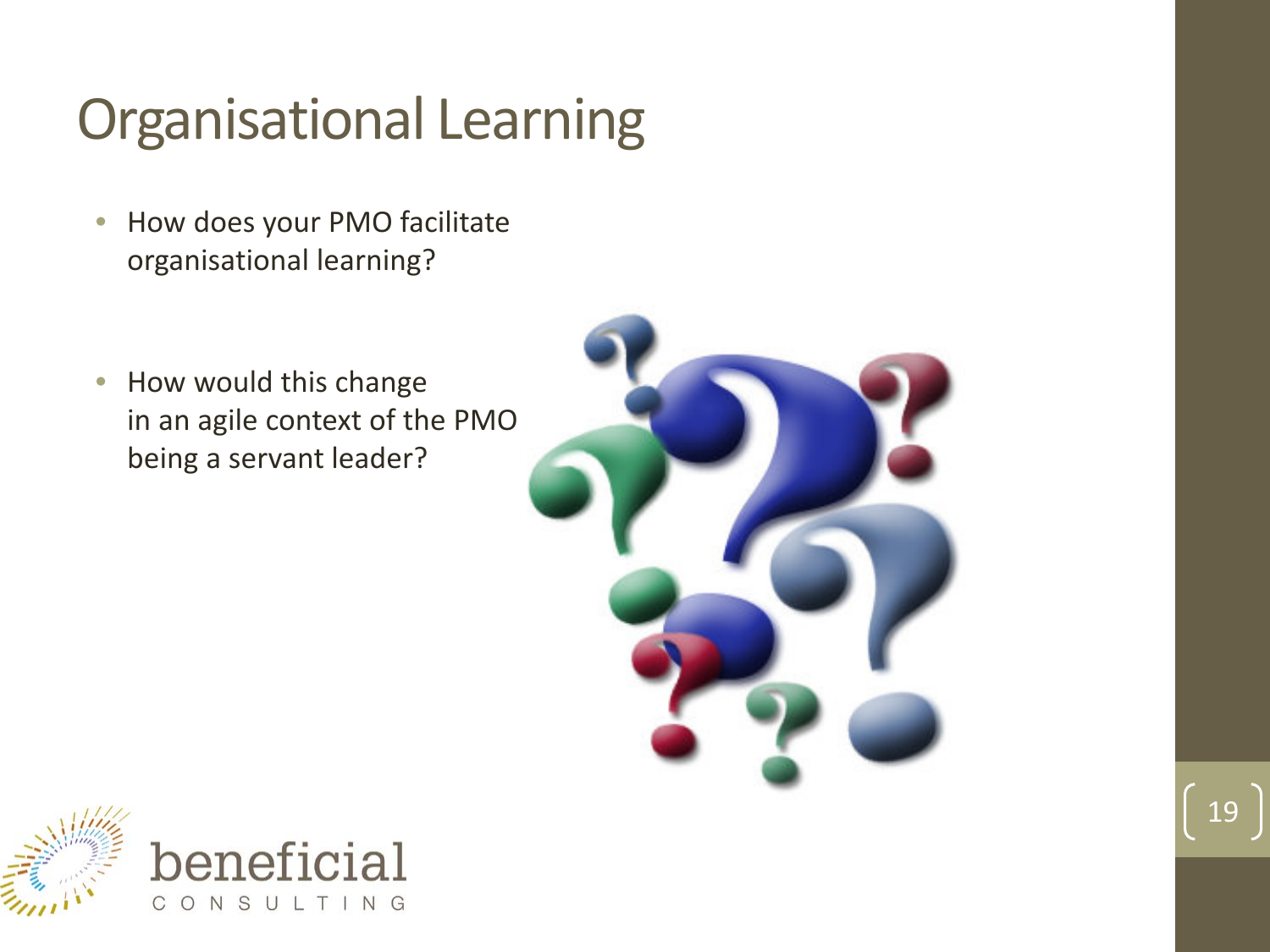# Organisational Learning

- How does your PMO facilitate organisational learning?
- How would this change in an agile context of the PMO being a servant leader?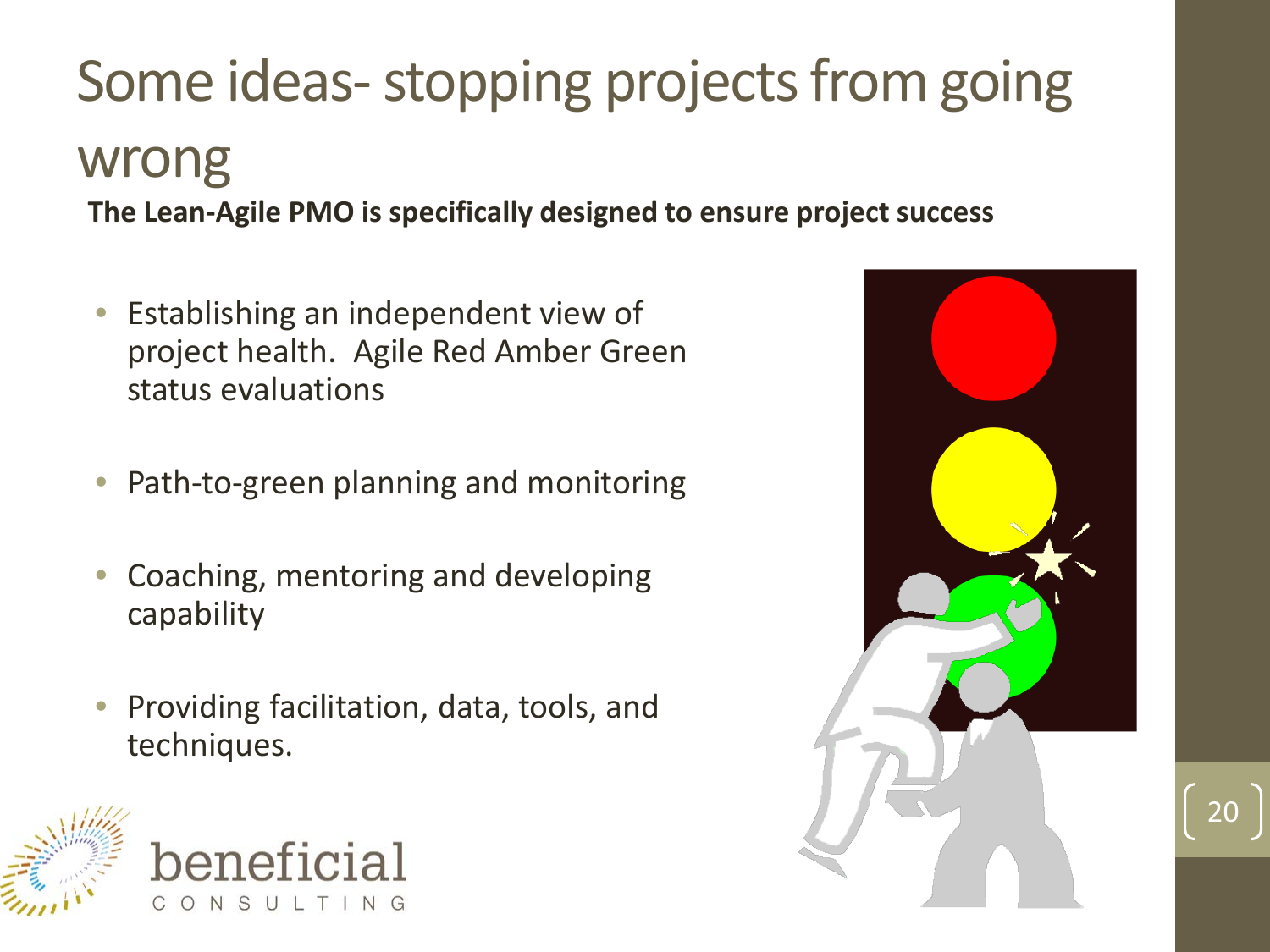# Some ideas- stopping projects from going wrong

**The Lean-Agile PMO is specifically designed to ensure project success**

- Establishing an independent view of project health. Agile Red Amber Green status evaluations
- Path-to-green planning and monitoring
- Coaching, mentoring and developing capability
- Providing facilitation, data, tools, and techniques.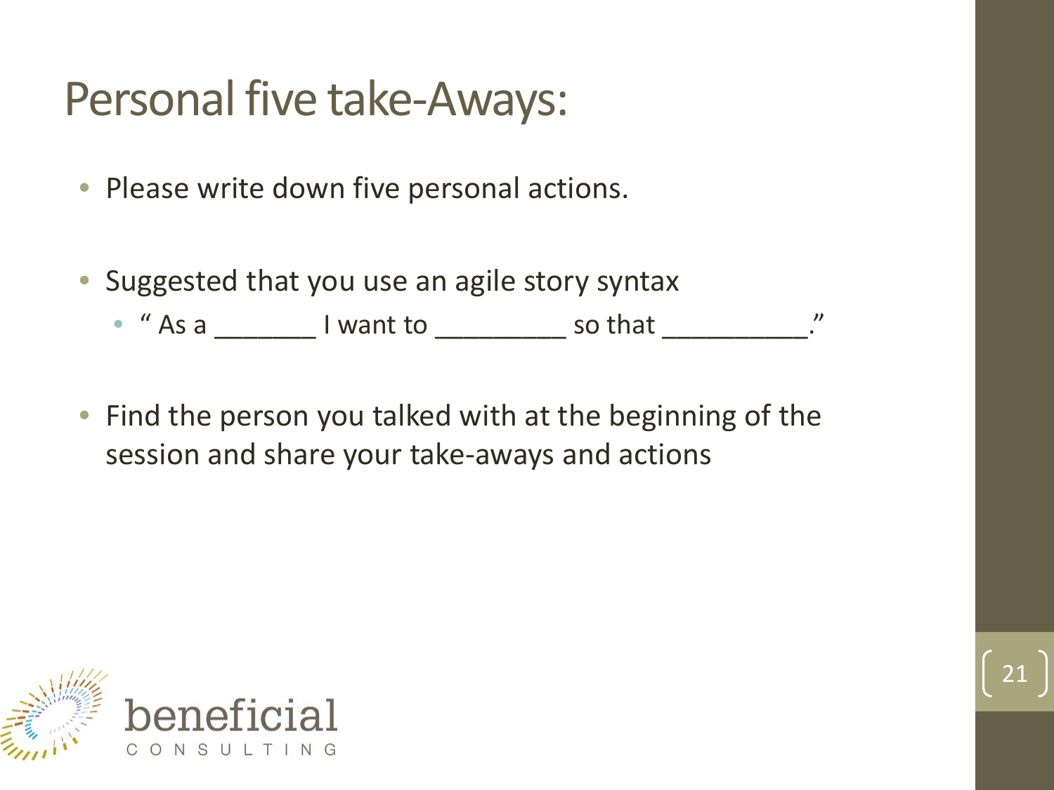# Personal five take-Aways:

- Please write down five personal actions.
- Suggested that you use an agile story syntax
  - " As a _______ I want to _________ so that __________."
- Find the person you talked with at the beginning of the session and share your take-aways and actions

beneficial CONSULTING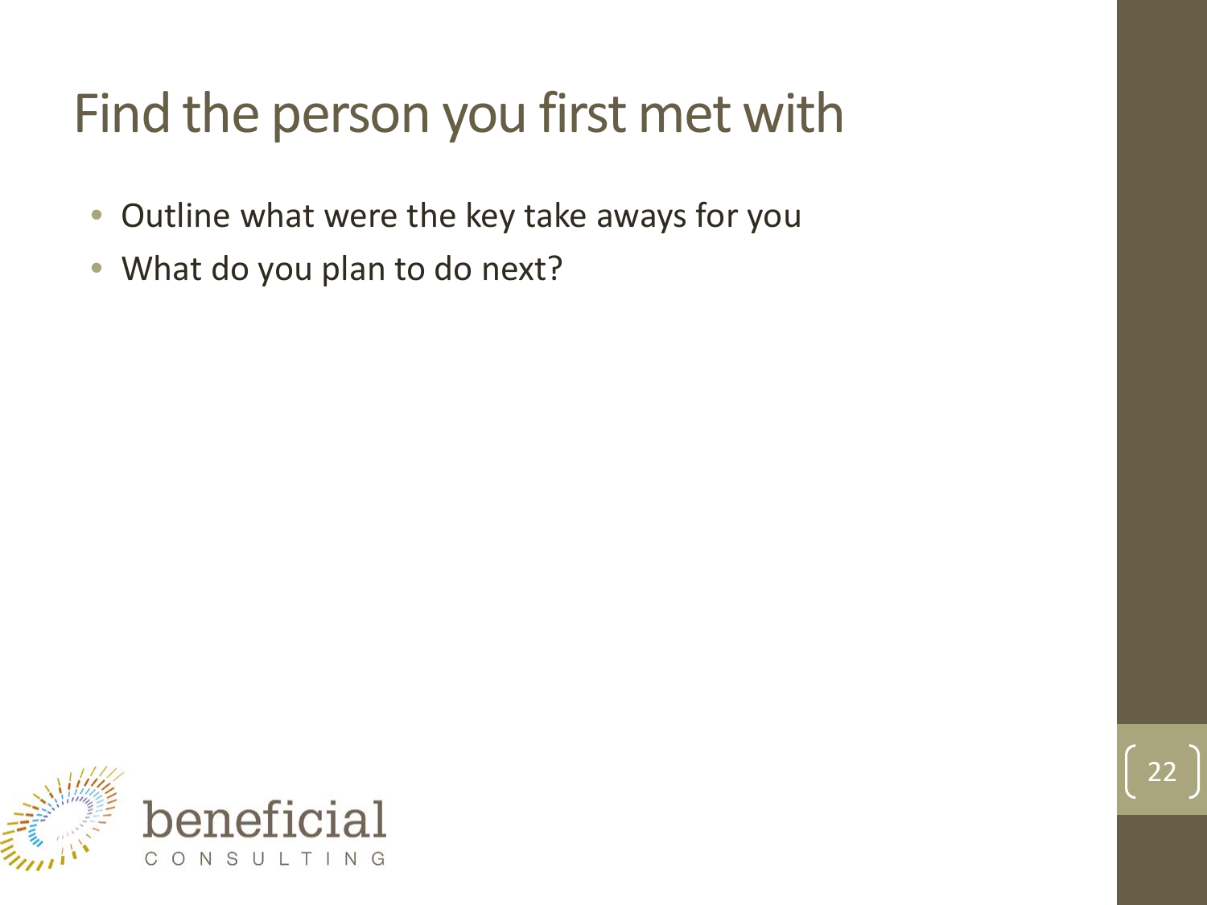# Find the person you first met with

- Outline what were the key take aways for you
- What do you plan to do next?

beneficial
CONSULTING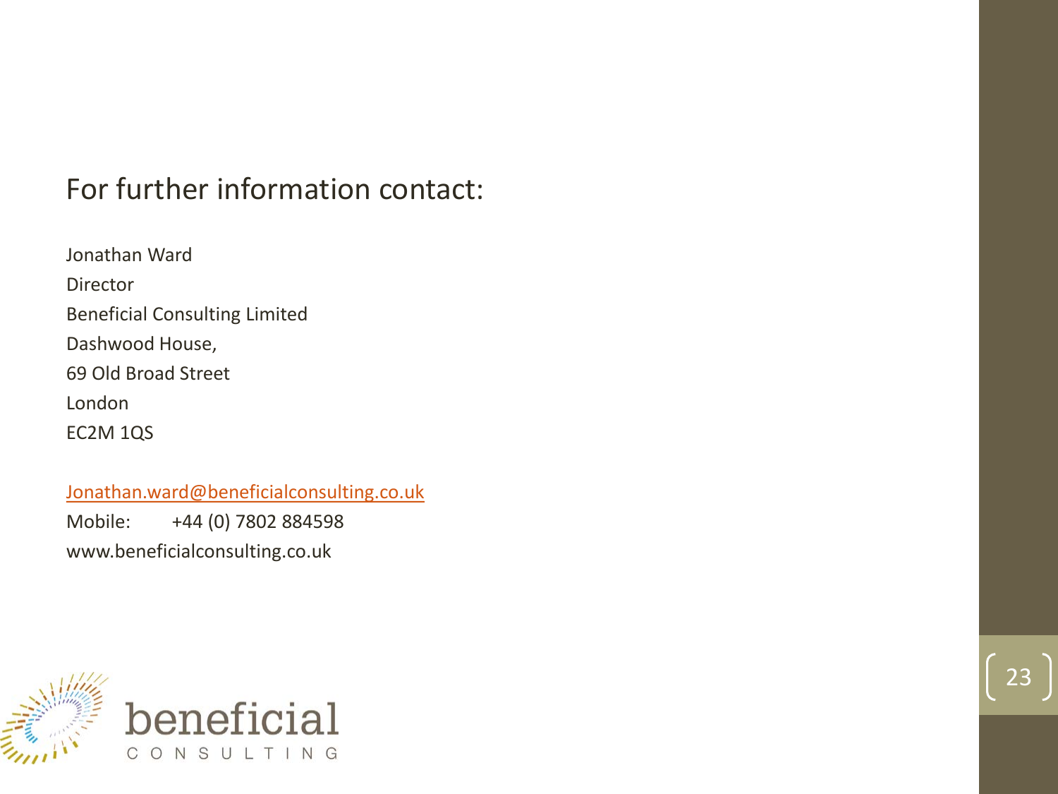## For further information contact:

Jonathan Ward
Director
Beneficial Consulting Limited
Dashwood House,
69 Old Broad Street
London
EC2M 1QS

Jonathan.ward@beneficialconsulting.co.uk
Mobile: +44 (0) 7802 884598
www.beneficialconsulting.co.uk

beneficial
CONSULTING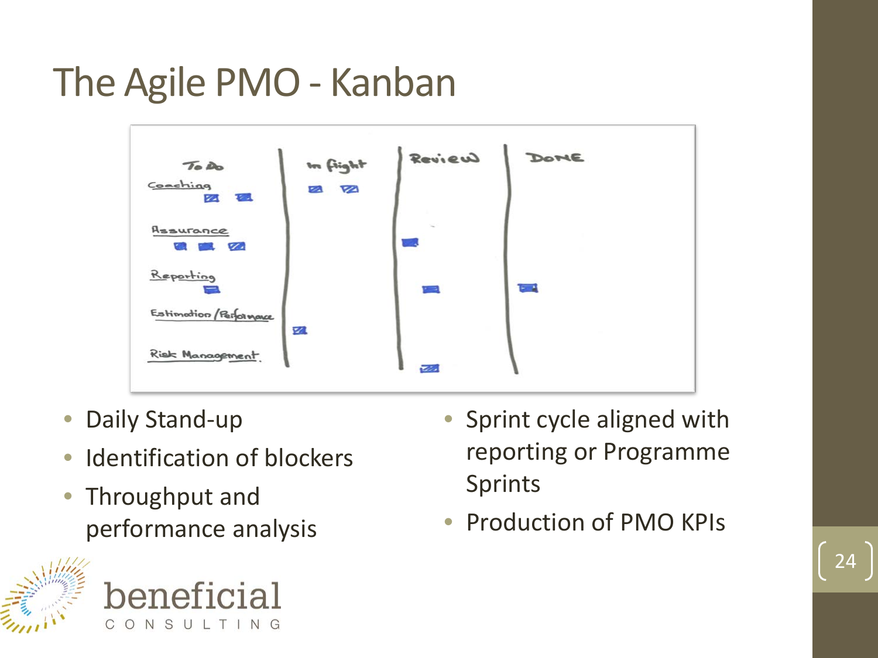# The Agile PMO - Kanban

| To Do | In flight | Review | DONE |
| --- | --- | --- | --- |
| Coaching | | | |
| Assurance | | | |
| Reporting | | | |
| Estimation / Performance | | | |
| Risk Management | | | |

- Daily Stand-up
- Identification of blockers
- Throughput and performance analysis
- Sprint cycle aligned with reporting or Programme Sprints
- Production of PMO KPIs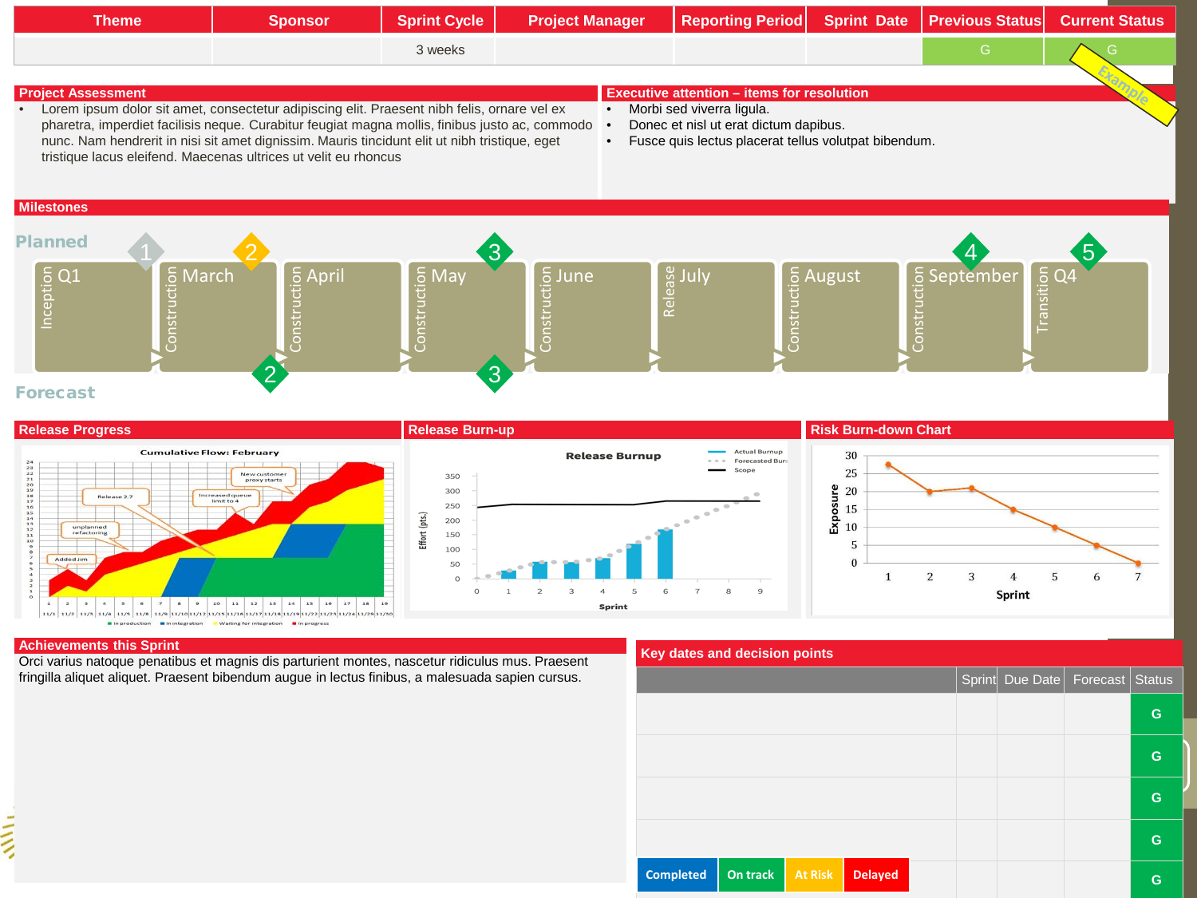| Theme | Sponsor | Sprint Cycle | Project Manager | Reporting Period | Sprint Date | Previous Status | Current Status |
|---|---|---|---|---|---|---|---|
| | | 3 weeks | | | | G | G |

Example

## Project Assessment

- Lorem ipsum dolor sit amet, consectetur adipiscing elit. Praesent nibh felis, ornare vel ex pharetra, imperdiet facilisis neque. Curabitur feugiat magna mollis, finibus justo ac, commodo nunc. Nam hendrerit in nisi sit amet dignissim. Mauris tincidunt elit ut nibh tristique, eget tristique lacus eleifend. Maecenas ultrices ut velit eu rhoncus

## Executive attention – items for resolution

- Morbi sed viverra ligula.
- Donec et nisl ut erat dictum dapibus.
- Fusce quis lectus placerat tellus volutpat bibendum.

## Milestones

Planned

| Inception Q1 | Construction March | Construction April | Construction May | Construction June | Release July | Construction August | Construction September | Transition Q4 |
|---|---|---|---|---|---|---|---|---|
| 1 | 2 | | 3 | | | | 4 | 5 |

Forecast

| | 2 | | 3 | | | | | |
|---|---|---|---|---|---|---|---|---|

## Release Progress

## Release Burn-up

## Risk Burn-down Chart

## Achievements this Sprint

Orci varius natoque penatibus et magnis dis parturient montes, nascetur ridiculus mus. Praesent fringilla aliquet aliquet. Praesent bibendum augue in lectus finibus, a malesuada sapien cursus.

## Key dates and decision points

| | Sprint | Due Date | Forecast | Status |
|---|---|---|---|---|
| | | | | G |
| | | | | G |
| | | | | G |
| | | | | G |
| | | | | G |

Completed | On track | At Risk | Delayed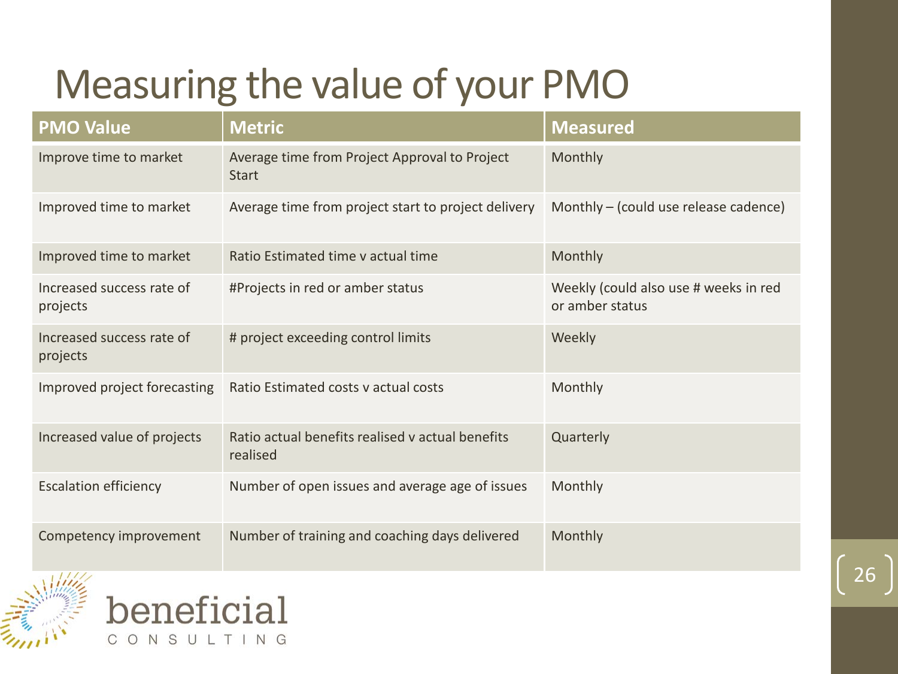# Measuring the value of your PMO

| PMO Value | Metric | Measured |
|---|---|---|
| Improve time to market | Average time from Project Approval to Project Start | Monthly |
| Improved time to market | Average time from project start to project delivery | Monthly – (could use release cadence) |
| Improved time to market | Ratio Estimated time v actual time | Monthly |
| Increased success rate of projects | #Projects in red or amber status | Weekly (could also use # weeks in red or amber status |
| Increased success rate of projects | # project exceeding control limits | Weekly |
| Improved project forecasting | Ratio Estimated costs v actual costs | Monthly |
| Increased value of projects | Ratio actual benefits realised v actual benefits realised | Quarterly |
| Escalation efficiency | Number of open issues and average age of issues | Monthly |
| Competency improvement | Number of training and coaching days delivered | Monthly |

beneficial CONSULTING